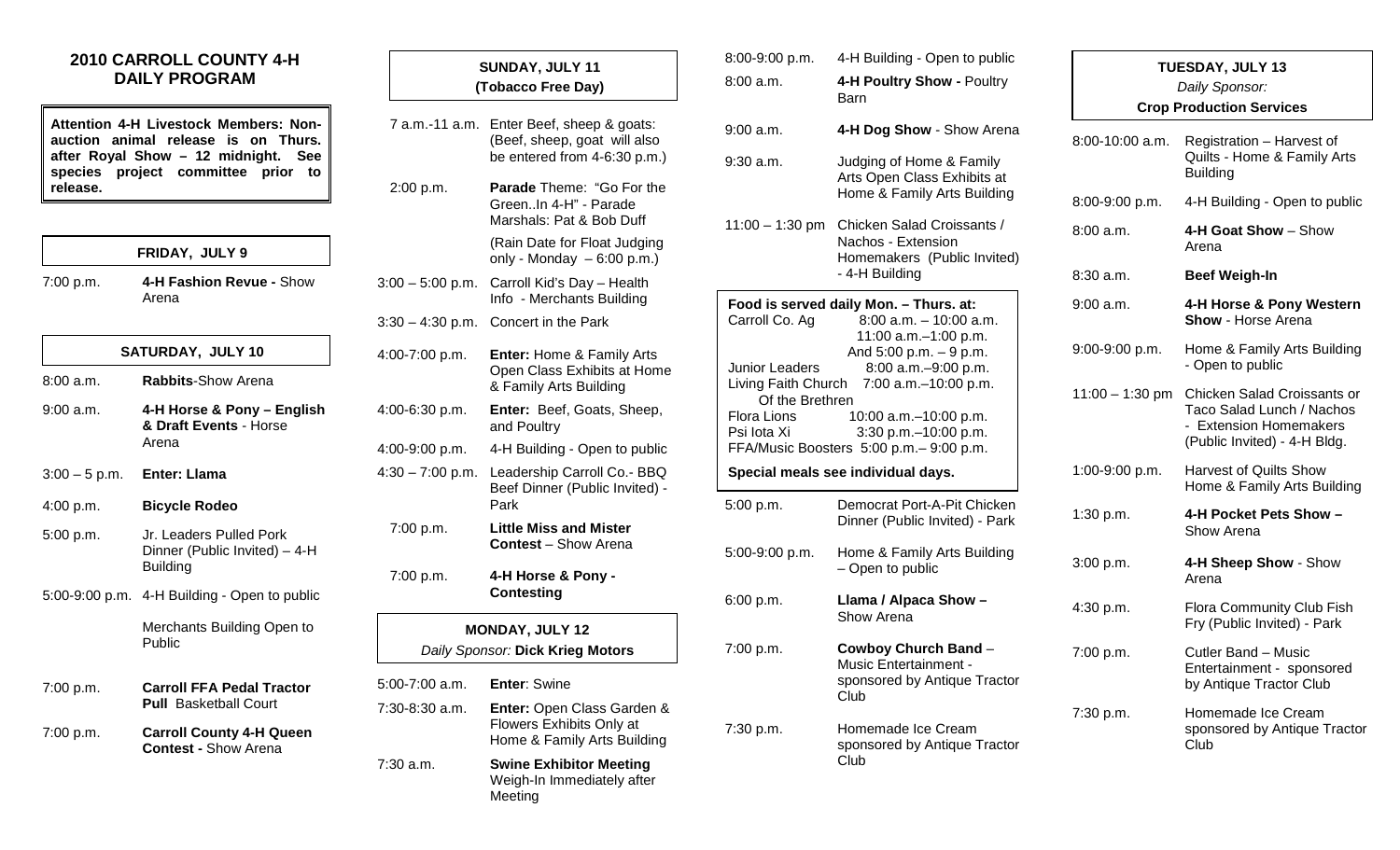# 2010 CARROLL COUNTY 4-H DAILY PROGRAM

**Attention 4-H Livestock Members: Non-auction animal release is on Thurs. after Royal Show – 12 midnight. See species project committee prior to release.**

## FRIDAY, JULY 9

| | |
|---|---|
| 7:00 p.m. | **4-H Fashion Revue -** Show Arena |

## SATURDAY, JULY 10

| | |
|---|---|
| 8:00 a.m. | **Rabbits**-Show Arena |
| 9:00 a.m. | **4-H Horse & Pony – English & Draft Events** - Horse Arena |
| 3:00 – 5 p.m. | **Enter: Llama** |
| 4:00 p.m. | **Bicycle Rodeo** |
| 5:00 p.m. | Jr. Leaders Pulled Pork Dinner (Public Invited) – 4-H Building |
| 5:00-9:00 p.m. | 4-H Building - Open to public |
| | Merchants Building Open to Public |
| 7:00 p.m. | **Carroll FFA Pedal Tractor Pull** Basketball Court |
| 7:00 p.m. | **Carroll County 4-H Queen Contest -** Show Arena |

## SUNDAY, JULY 11
### (Tobacco Free Day)

| | |
|---|---|
| 7 a.m.-11 a.m. | Enter Beef, sheep & goats: (Beef, sheep, goat will also be entered from 4-6:30 p.m.) |
| 2:00 p.m. | **Parade** Theme: "Go For the Green..In 4-H" - Parade Marshals: Pat & Bob Duff |
| | (Rain Date for Float Judging only - Monday – 6:00 p.m.) |
| 3:00 – 5:00 p.m. | Carroll Kid's Day – Health Info - Merchants Building |
| 3:30 – 4:30 p.m. | Concert in the Park |
| 4:00-7:00 p.m. | **Enter:** Home & Family Arts Open Class Exhibits at Home & Family Arts Building |
| 4:00-6:30 p.m. | **Enter:** Beef, Goats, Sheep, and Poultry |
| 4:00-9:00 p.m. | 4-H Building - Open to public |
| 4:30 – 7:00 p.m. | Leadership Carroll Co.- BBQ Beef Dinner (Public Invited) - Park |
| 7:00 p.m. | **Little Miss and Mister Contest** – Show Arena |
| 7:00 p.m. | **4-H Horse & Pony - Contesting** |

## MONDAY, JULY 12
*Daily Sponsor:* **Dick Krieg Motors**

| | |
|---|---|
| 5:00-7:00 a.m. | **Enter**: Swine |
| 7:30-8:30 a.m. | **Enter:** Open Class Garden & Flowers Exhibits Only at Home & Family Arts Building |
| 7:30 a.m. | **Swine Exhibitor Meeting** Weigh-In Immediately after Meeting |
| 8:00-9:00 p.m. | 4-H Building - Open to public |
| 8:00 a.m. | **4-H Poultry Show -** Poultry Barn |
| 9:00 a.m. | **4-H Dog Show** - Show Arena |
| 9:30 a.m. | Judging of Home & Family Arts Open Class Exhibits at Home & Family Arts Building |
| 11:00 – 1:30 pm | Chicken Salad Croissants / Nachos - Extension Homemakers (Public Invited) - 4-H Building |

**Food is served daily Mon. – Thurs. at:**

| | |
|---|---|
| Carroll Co. Ag | 8:00 a.m. – 10:00 a.m. 11:00 a.m.–1:00 p.m. And 5:00 p.m. – 9 p.m. |
| Junior Leaders | 8:00 a.m.–9:00 p.m. |
| Living Faith Church Of the Brethren | 7:00 a.m.–10:00 p.m. |
| Flora Lions | 10:00 a.m.–10:00 p.m. |
| Psi Iota Xi | 3:30 p.m.–10:00 p.m. |
| FFA/Music Boosters | 5:00 p.m.– 9:00 p.m. |

**Special meals see individual days.**

| | |
|---|---|
| 5:00 p.m. | Democrat Port-A-Pit Chicken Dinner (Public Invited) - Park |
| 5:00-9:00 p.m. | Home & Family Arts Building – Open to public |
| 6:00 p.m. | **Llama / Alpaca Show –** Show Arena |
| 7:00 p.m. | **Cowboy Church Band** – Music Entertainment - sponsored by Antique Tractor Club |
| 7:30 p.m. | Homemade Ice Cream sponsored by Antique Tractor Club |

## TUESDAY, JULY 13
*Daily Sponsor:*
**Crop Production Services**

| | |
|---|---|
| 8:00-10:00 a.m. | Registration – Harvest of Quilts - Home & Family Arts Building |
| 8:00-9:00 p.m. | 4-H Building - Open to public |
| 8:00 a.m. | **4-H Goat Show** – Show Arena |
| 8:30 a.m. | **Beef Weigh-In** |
| 9:00 a.m. | **4-H Horse & Pony Western Show** - Horse Arena |
| 9:00-9:00 p.m. | Home & Family Arts Building - Open to public |
| 11:00 – 1:30 pm | Chicken Salad Croissants or Taco Salad Lunch / Nachos - Extension Homemakers (Public Invited) - 4-H Bldg. |
| 1:00-9:00 p.m. | Harvest of Quilts Show Home & Family Arts Building |
| 1:30 p.m. | **4-H Pocket Pets Show –** Show Arena |
| 3:00 p.m. | **4-H Sheep Show** - Show Arena |
| 4:30 p.m. | Flora Community Club Fish Fry (Public Invited) - Park |
| 7:00 p.m. | Cutler Band – Music Entertainment - sponsored by Antique Tractor Club |
| 7:30 p.m. | Homemade Ice Cream sponsored by Antique Tractor Club |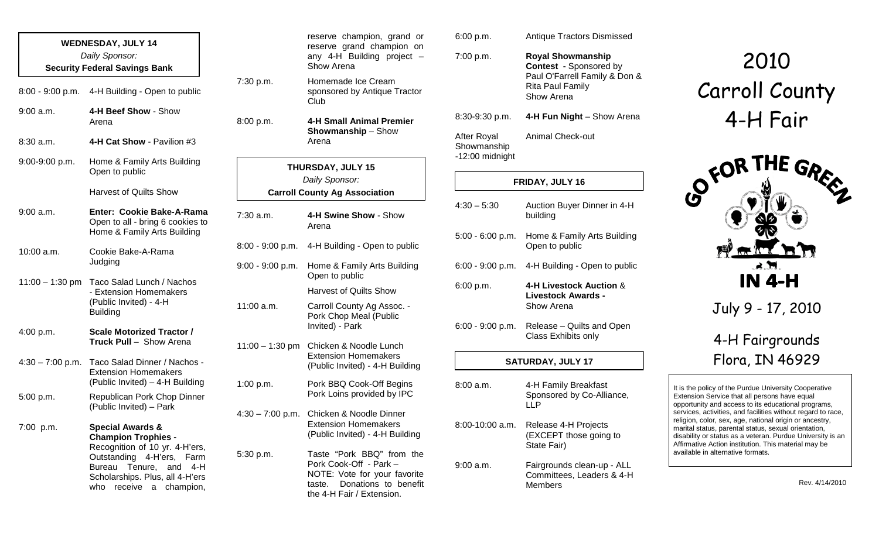## WEDNESDAY, JULY 14

*Daily Sponsor:*

**Security Federal Savings Bank**

| | |
|---|---|
| 8:00 - 9:00 p.m. | 4-H Building - Open to public |
| 9:00 a.m. | **4-H Beef Show** - Show Arena |
| 8:30 a.m. | **4-H Cat Show** - Pavilion #3 |
| 9:00-9:00 p.m. | Home & Family Arts Building Open to public |
| | Harvest of Quilts Show |
| 9:00 a.m. | **Enter: Cookie Bake-A-Rama** Open to all - bring 6 cookies to Home & Family Arts Building |
| 10:00 a.m. | Cookie Bake-A-Rama Judging |
| 11:00 – 1:30 pm | Taco Salad Lunch / Nachos - Extension Homemakers (Public Invited) - 4-H Building |
| 4:00 p.m. | **Scale Motorized Tractor / Truck Pull** – Show Arena |
| 4:30 – 7:00 p.m. | Taco Salad Dinner / Nachos - Extension Homemakers (Public Invited) – 4-H Building |
| 5:00 p.m. | Republican Pork Chop Dinner (Public Invited) – Park |
| 7:00 p.m. | **Special Awards & Champion Trophies -** Recognition of 10 yr. 4-H'ers, Outstanding 4-H'ers, Farm Bureau Tenure, and 4-H Scholarships. Plus, all 4-H'ers who receive a champion, reserve champion, grand or reserve grand champion on any 4-H Building project – Show Arena |
| 7:30 p.m. | Homemade Ice Cream sponsored by Antique Tractor Club |
| 8:00 p.m. | **4-H Small Animal Premier Showmanship** – Show Arena |

## THURSDAY, JULY 15

*Daily Sponsor:*

**Carroll County Ag Association**

| | |
|---|---|
| 7:30 a.m. | **4-H Swine Show** - Show Arena |
| 8:00 - 9:00 p.m. | 4-H Building - Open to public |
| 9:00 - 9:00 p.m. | Home & Family Arts Building Open to public |
| | Harvest of Quilts Show |
| 11:00 a.m. | Carroll County Ag Assoc. - Pork Chop Meal (Public Invited) - Park |
| 11:00 – 1:30 pm | Chicken & Noodle Lunch Extension Homemakers (Public Invited) - 4-H Building |
| 1:00 p.m. | Pork BBQ Cook-Off Begins Pork Loins provided by IPC |
| 4:30 – 7:00 p.m. | Chicken & Noodle Dinner Extension Homemakers (Public Invited) - 4-H Building |
| 5:30 p.m. | Taste "Pork BBQ" from the Pork Cook-Off - Park – NOTE: Vote for your favorite taste. Donations to benefit the 4-H Fair / Extension. |
| 6:00 p.m. | Antique Tractors Dismissed |
| 7:00 p.m. | **Royal Showmanship Contest -** Sponsored by Paul O'Farrell Family & Don & Rita Paul Family Show Arena |
| 8:30-9:30 p.m. | **4-H Fun Night** – Show Arena |
| After Royal Showmanship -12:00 midnight | Animal Check-out |

## FRIDAY, JULY 16

| | |
|---|---|
| 4:30 – 5:30 | Auction Buyer Dinner in 4-H building |
| 5:00 - 6:00 p.m. | Home & Family Arts Building Open to public |
| 6:00 - 9:00 p.m. | 4-H Building - Open to public |
| 6:00 p.m. | **4-H Livestock Auction** & **Livestock Awards -** Show Arena |
| 6:00 - 9:00 p.m. | Release – Quilts and Open Class Exhibits only |

## SATURDAY, JULY 17

| | |
|---|---|
| 8:00 a.m. | 4-H Family Breakfast Sponsored by Co-Alliance, LLP |
| 8:00-10:00 a.m. | Release 4-H Projects (EXCEPT those going to State Fair) |
| 9:00 a.m. | Fairgrounds clean-up - ALL Committees, Leaders & 4-H Members |

# 2010 Carroll County 4-H Fair

GO FOR THE GREEN IN 4-H

July 9 - 17, 2010

4-H Fairgrounds
Flora, IN 46929

It is the policy of the Purdue University Cooperative Extension Service that all persons have equal opportunity and access to its educational programs, services, activities, and facilities without regard to race, religion, color, sex, age, national origin or ancestry, marital status, parental status, sexual orientation, disability or status as a veteran. Purdue University is an Affirmative Action institution. This material may be available in alternative formats.

Rev. 4/14/2010